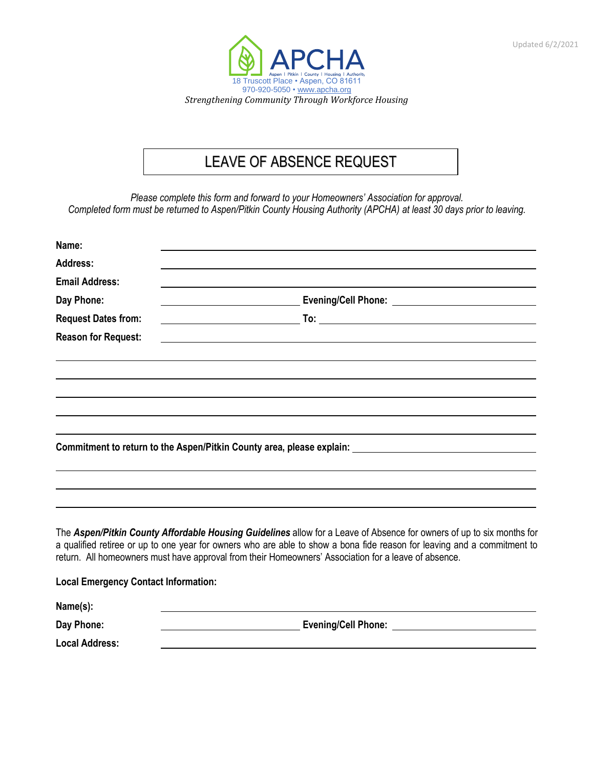Updated 6/2/2021

APCHA

Aspen | Pitkin | County | Housing | Authority

18 Truscott Place • Aspen, CO 81611
970-920-5050 • www.apcha.org

*Strengthening Community Through Workforce Housing*

# LEAVE OF ABSENCE REQUEST

*Please complete this form and forward to your Homeowners' Association for approval.*
*Completed form must be returned to Aspen/Pitkin County Housing Authority (APCHA) at least 30 days prior to leaving.*

**Name:** ______________________________

**Address:** ______________________________

**Email Address:** ______________________________

**Day Phone:** ______________ **Evening/Cell Phone:** ______________

**Request Dates from:** ______________ **To:** ______________

**Reason for Request:** ______________________________

______________________________

______________________________

______________________________

______________________________

______________________________

**Commitment to return to the Aspen/Pitkin County area, please explain:** ______________

______________________________

______________________________

______________________________

The ***Aspen/Pitkin County Affordable Housing Guidelines*** allow for a Leave of Absence for owners of up to six months for a qualified retiree or up to one year for owners who are able to show a bona fide reason for leaving and a commitment to return. All homeowners must have approval from their Homeowners' Association for a leave of absence.

**Local Emergency Contact Information:**

**Name(s):** ______________________________

**Day Phone:** ______________ **Evening/Cell Phone:** ______________

**Local Address:** ______________________________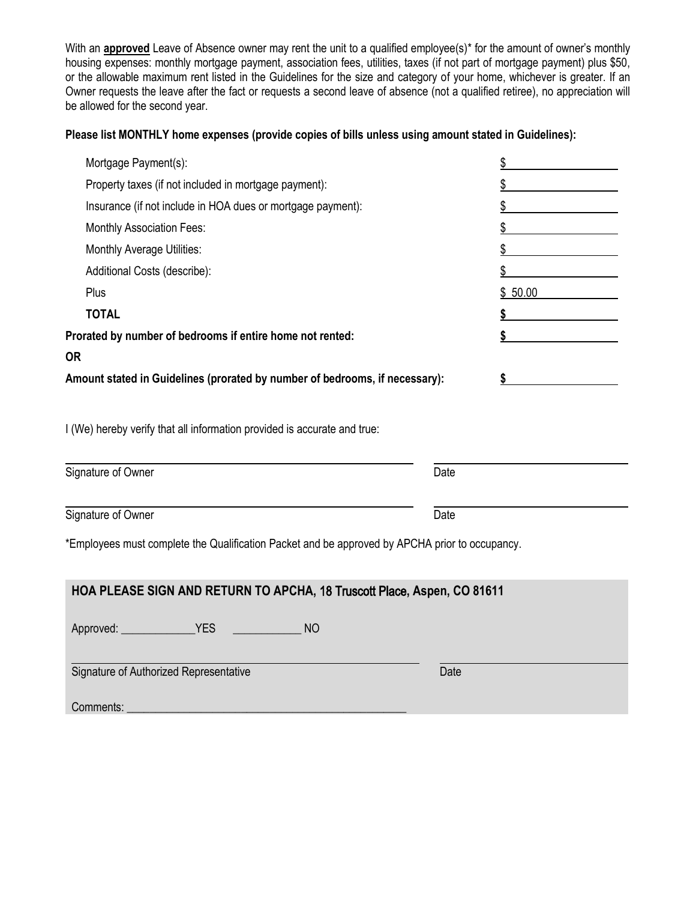With an **approved** Leave of Absence owner may rent the unit to a qualified employee(s)* for the amount of owner's monthly housing expenses: monthly mortgage payment, association fees, utilities, taxes (if not part of mortgage payment) plus $50, or the allowable maximum rent listed in the Guidelines for the size and category of your home, whichever is greater. If an Owner requests the leave after the fact or requests a second leave of absence (not a qualified retiree), no appreciation will be allowed for the second year.

**Please list MONTHLY home expenses (provide copies of bills unless using amount stated in Guidelines):**

| | |
|---|---|
| Mortgage Payment(s): | $ ____________ |
| Property taxes (if not included in mortgage payment): | $ ____________ |
| Insurance (if not include in HOA dues or mortgage payment): | $ ____________ |
| Monthly Association Fees: | $ ____________ |
| Monthly Average Utilities: | $ ____________ |
| Additional Costs (describe): | $ ____________ |
| Plus | $ 50.00 |
| **TOTAL** | **$** ____________ |
| **Prorated by number of bedrooms if entire home not rented:** | **$** ____________ |
| **OR** | |
| **Amount stated in Guidelines (prorated by number of bedrooms, if necessary):** | **$** ____________ |

I (We) hereby verify that all information provided is accurate and true:

______________________________ ______________
Signature of Owner Date

______________________________ ______________
Signature of Owner Date

*Employees must complete the Qualification Packet and be approved by APCHA prior to occupancy.

**HOA PLEASE SIGN AND RETURN TO APCHA, 18 Truscott Place, Aspen, CO 81611**

Approved: _____________YES ____________ NO

______________________________ ______________
Signature of Authorized Representative Date

Comments: ________________________________________________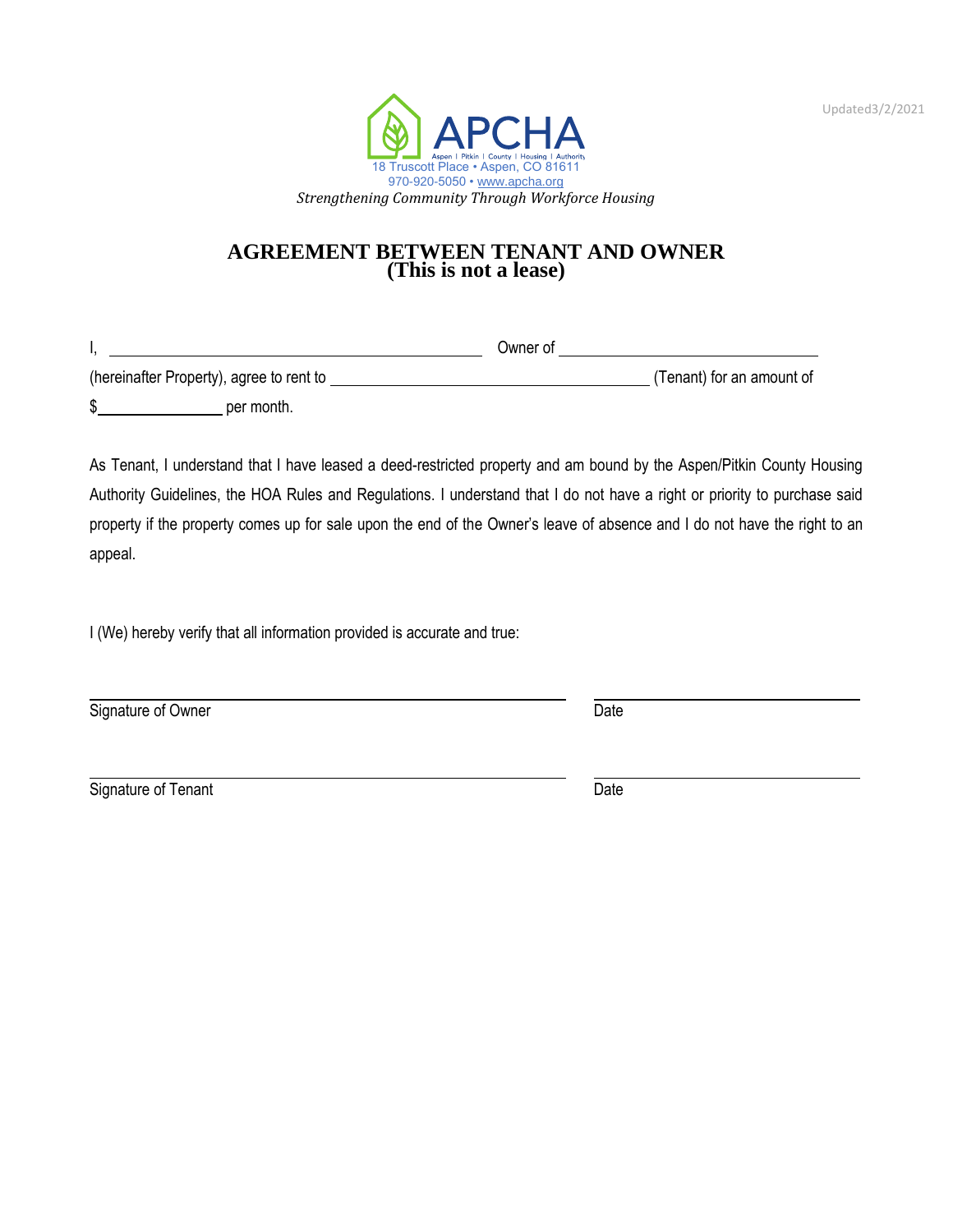Updated3/2/2021

APCHA

Aspen | Pitkin | County | Housing | Authority

18 Truscott Place • Aspen, CO 81611

970-920-5050 • www.apcha.org

*Strengthening Community Through Workforce Housing*

# AGREEMENT BETWEEN TENANT AND OWNER
## (This is not a lease)

I, ______________________________ Owner of ______________________________

(hereinafter Property), agree to rent to ______________________________ (Tenant) for an amount of

$______________ per month.

As Tenant, I understand that I have leased a deed-restricted property and am bound by the Aspen/Pitkin County Housing Authority Guidelines, the HOA Rules and Regulations. I understand that I do not have a right or priority to purchase said property if the property comes up for sale upon the end of the Owner's leave of absence and I do not have the right to an appeal.

I (We) hereby verify that all information provided is accurate and true:

______________________________ ______________

Signature of Owner Date

______________________________ ______________

Signature of Tenant Date